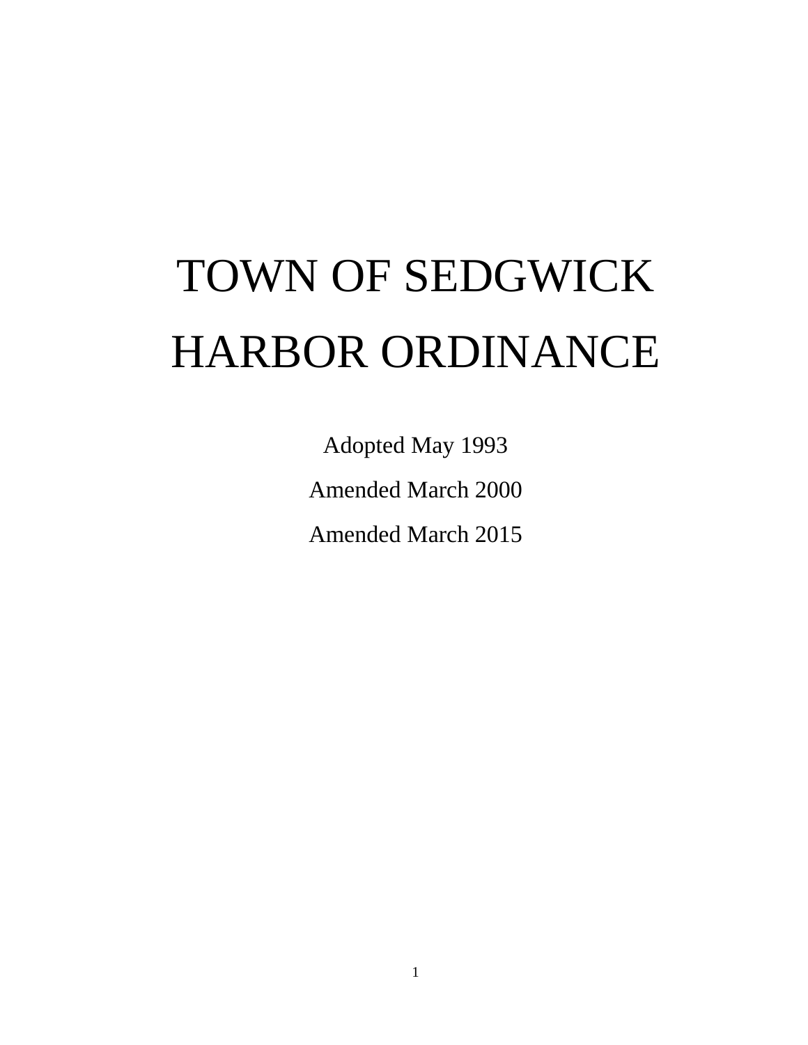# TOWN OF SEDGWICK HARBOR ORDINANCE

Adopted May 1993

Amended March 2000

Amended March 2015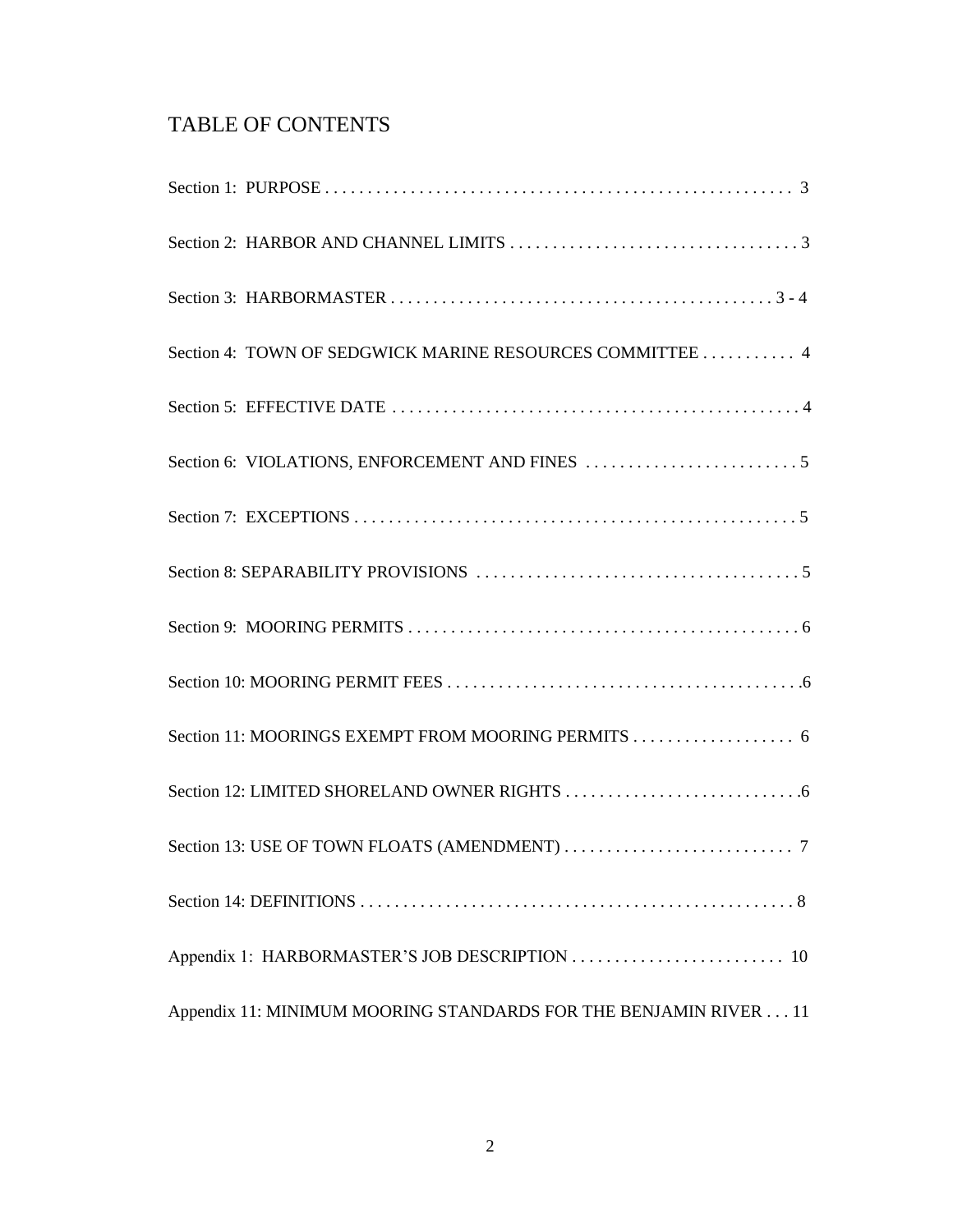# TABLE OF CONTENTS

Section 1: PURPOSE . . . . . . . . . . . . . . . . . . . . . . . . . . . . . . . . . . . . . . . . . . . . . . . . . . . . . 3

Section 2: HARBOR AND CHANNEL LIMITS . . . . . . . . . . . . . . . . . . . . . . . . . . . . . . . . . . 3

Section 3: HARBORMASTER . . . . . . . . . . . . . . . . . . . . . . . . . . . . . . . . . . . . . . . . . . . . 3 - 4

Section 4: TOWN OF SEDGWICK MARINE RESOURCES COMMITTEE . . . . . . . . . . . 4

Section 5: EFFECTIVE DATE . . . . . . . . . . . . . . . . . . . . . . . . . . . . . . . . . . . . . . . . . . . . . . . 4

Section 6: VIOLATIONS, ENFORCEMENT AND FINES . . . . . . . . . . . . . . . . . . . . . . . . . 5

Section 7: EXCEPTIONS . . . . . . . . . . . . . . . . . . . . . . . . . . . . . . . . . . . . . . . . . . . . . . . . . . . 5

Section 8: SEPARABILITY PROVISIONS . . . . . . . . . . . . . . . . . . . . . . . . . . . . . . . . . . . . . 5

Section 9: MOORING PERMITS . . . . . . . . . . . . . . . . . . . . . . . . . . . . . . . . . . . . . . . . . . . . . 6

Section 10: MOORING PERMIT FEES . . . . . . . . . . . . . . . . . . . . . . . . . . . . . . . . . . . . . . . . .6

Section 11: MOORINGS EXEMPT FROM MOORING PERMITS . . . . . . . . . . . . . . . . . . . 6

Section 12: LIMITED SHORELAND OWNER RIGHTS . . . . . . . . . . . . . . . . . . . . . . . . . . . .6

Section 13: USE OF TOWN FLOATS (AMENDMENT) . . . . . . . . . . . . . . . . . . . . . . . . . . . 7

Section 14: DEFINITIONS . . . . . . . . . . . . . . . . . . . . . . . . . . . . . . . . . . . . . . . . . . . . . . . . . . 8

Appendix 1: HARBORMASTER'S JOB DESCRIPTION . . . . . . . . . . . . . . . . . . . . . . . . . 10

Appendix 11: MINIMUM MOORING STANDARDS FOR THE BENJAMIN RIVER . . . 11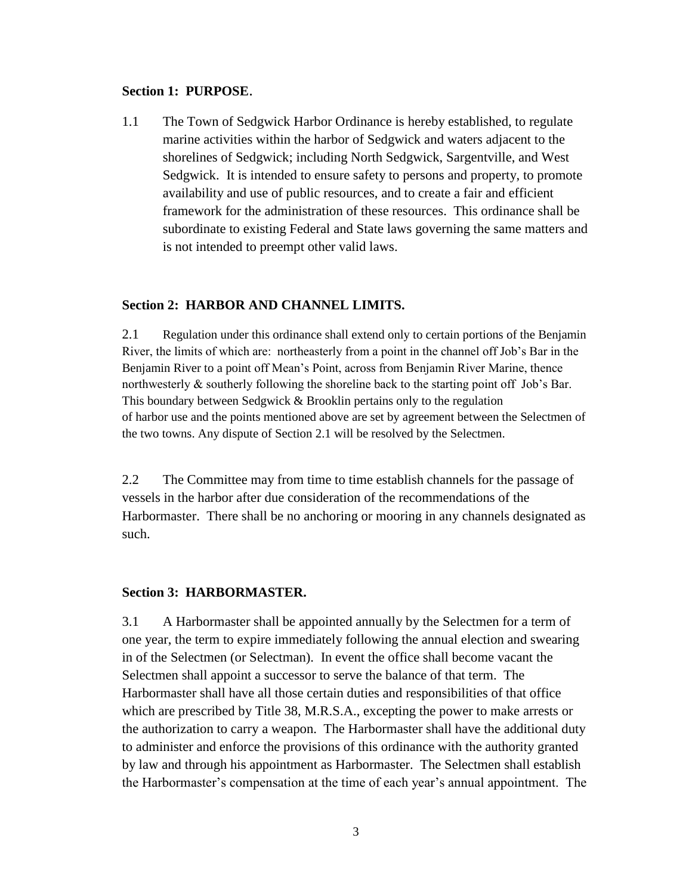**Section 1: PURPOSE.**

1.1 The Town of Sedgwick Harbor Ordinance is hereby established, to regulate marine activities within the harbor of Sedgwick and waters adjacent to the shorelines of Sedgwick; including North Sedgwick, Sargentville, and West Sedgwick. It is intended to ensure safety to persons and property, to promote availability and use of public resources, and to create a fair and efficient framework for the administration of these resources. This ordinance shall be subordinate to existing Federal and State laws governing the same matters and is not intended to preempt other valid laws.

**Section 2: HARBOR AND CHANNEL LIMITS.**

2.1 Regulation under this ordinance shall extend only to certain portions of the Benjamin River, the limits of which are: northeasterly from a point in the channel off Job's Bar in the Benjamin River to a point off Mean's Point, across from Benjamin River Marine, thence northwesterly & southerly following the shoreline back to the starting point off Job's Bar. This boundary between Sedgwick & Brooklin pertains only to the regulation of harbor use and the points mentioned above are set by agreement between the Selectmen of the two towns. Any dispute of Section 2.1 will be resolved by the Selectmen.

2.2 The Committee may from time to time establish channels for the passage of vessels in the harbor after due consideration of the recommendations of the Harbormaster. There shall be no anchoring or mooring in any channels designated as such.

**Section 3: HARBORMASTER.**

3.1 A Harbormaster shall be appointed annually by the Selectmen for a term of one year, the term to expire immediately following the annual election and swearing in of the Selectmen (or Selectman). In event the office shall become vacant the Selectmen shall appoint a successor to serve the balance of that term. The Harbormaster shall have all those certain duties and responsibilities of that office which are prescribed by Title 38, M.R.S.A., excepting the power to make arrests or the authorization to carry a weapon. The Harbormaster shall have the additional duty to administer and enforce the provisions of this ordinance with the authority granted by law and through his appointment as Harbormaster. The Selectmen shall establish the Harbormaster's compensation at the time of each year's annual appointment. The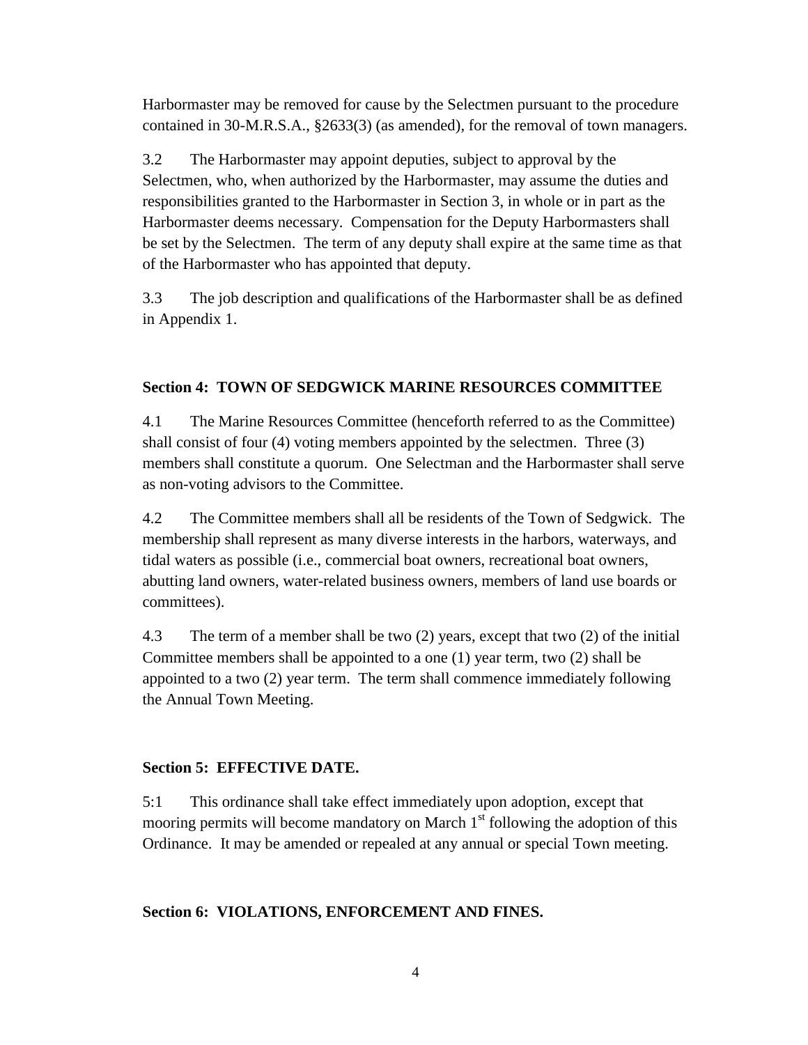Harbormaster may be removed for cause by the Selectmen pursuant to the procedure contained in 30-M.R.S.A., §2633(3) (as amended), for the removal of town managers.

3.2 The Harbormaster may appoint deputies, subject to approval by the Selectmen, who, when authorized by the Harbormaster, may assume the duties and responsibilities granted to the Harbormaster in Section 3, in whole or in part as the Harbormaster deems necessary. Compensation for the Deputy Harbormasters shall be set by the Selectmen. The term of any deputy shall expire at the same time as that of the Harbormaster who has appointed that deputy.

3.3 The job description and qualifications of the Harbormaster shall be as defined in Appendix 1.

**Section 4: TOWN OF SEDGWICK MARINE RESOURCES COMMITTEE**

4.1 The Marine Resources Committee (henceforth referred to as the Committee) shall consist of four (4) voting members appointed by the selectmen. Three (3) members shall constitute a quorum. One Selectman and the Harbormaster shall serve as non-voting advisors to the Committee.

4.2 The Committee members shall all be residents of the Town of Sedgwick. The membership shall represent as many diverse interests in the harbors, waterways, and tidal waters as possible (i.e., commercial boat owners, recreational boat owners, abutting land owners, water-related business owners, members of land use boards or committees).

4.3 The term of a member shall be two (2) years, except that two (2) of the initial Committee members shall be appointed to a one (1) year term, two (2) shall be appointed to a two (2) year term. The term shall commence immediately following the Annual Town Meeting.

**Section 5: EFFECTIVE DATE.**

5:1 This ordinance shall take effect immediately upon adoption, except that mooring permits will become mandatory on March 1st following the adoption of this Ordinance. It may be amended or repealed at any annual or special Town meeting.

**Section 6: VIOLATIONS, ENFORCEMENT AND FINES.**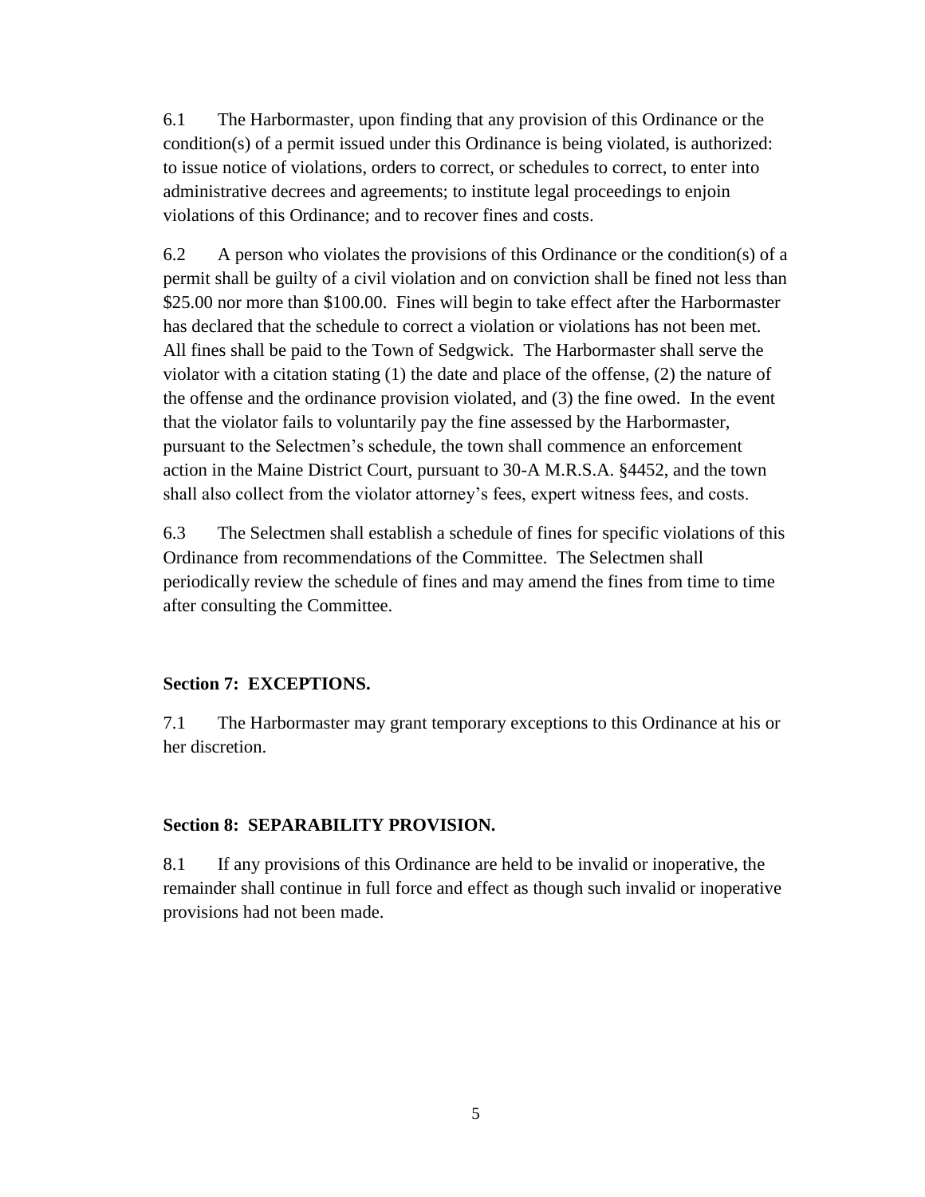6.1 The Harbormaster, upon finding that any provision of this Ordinance or the condition(s) of a permit issued under this Ordinance is being violated, is authorized: to issue notice of violations, orders to correct, or schedules to correct, to enter into administrative decrees and agreements; to institute legal proceedings to enjoin violations of this Ordinance; and to recover fines and costs.

6.2 A person who violates the provisions of this Ordinance or the condition(s) of a permit shall be guilty of a civil violation and on conviction shall be fined not less than $25.00 nor more than $100.00. Fines will begin to take effect after the Harbormaster has declared that the schedule to correct a violation or violations has not been met. All fines shall be paid to the Town of Sedgwick. The Harbormaster shall serve the violator with a citation stating (1) the date and place of the offense, (2) the nature of the offense and the ordinance provision violated, and (3) the fine owed. In the event that the violator fails to voluntarily pay the fine assessed by the Harbormaster, pursuant to the Selectmen's schedule, the town shall commence an enforcement action in the Maine District Court, pursuant to 30-A M.R.S.A. §4452, and the town shall also collect from the violator attorney's fees, expert witness fees, and costs.

6.3 The Selectmen shall establish a schedule of fines for specific violations of this Ordinance from recommendations of the Committee. The Selectmen shall periodically review the schedule of fines and may amend the fines from time to time after consulting the Committee.

## Section 7: EXCEPTIONS.

7.1 The Harbormaster may grant temporary exceptions to this Ordinance at his or her discretion.

## Section 8: SEPARABILITY PROVISION.

8.1 If any provisions of this Ordinance are held to be invalid or inoperative, the remainder shall continue in full force and effect as though such invalid or inoperative provisions had not been made.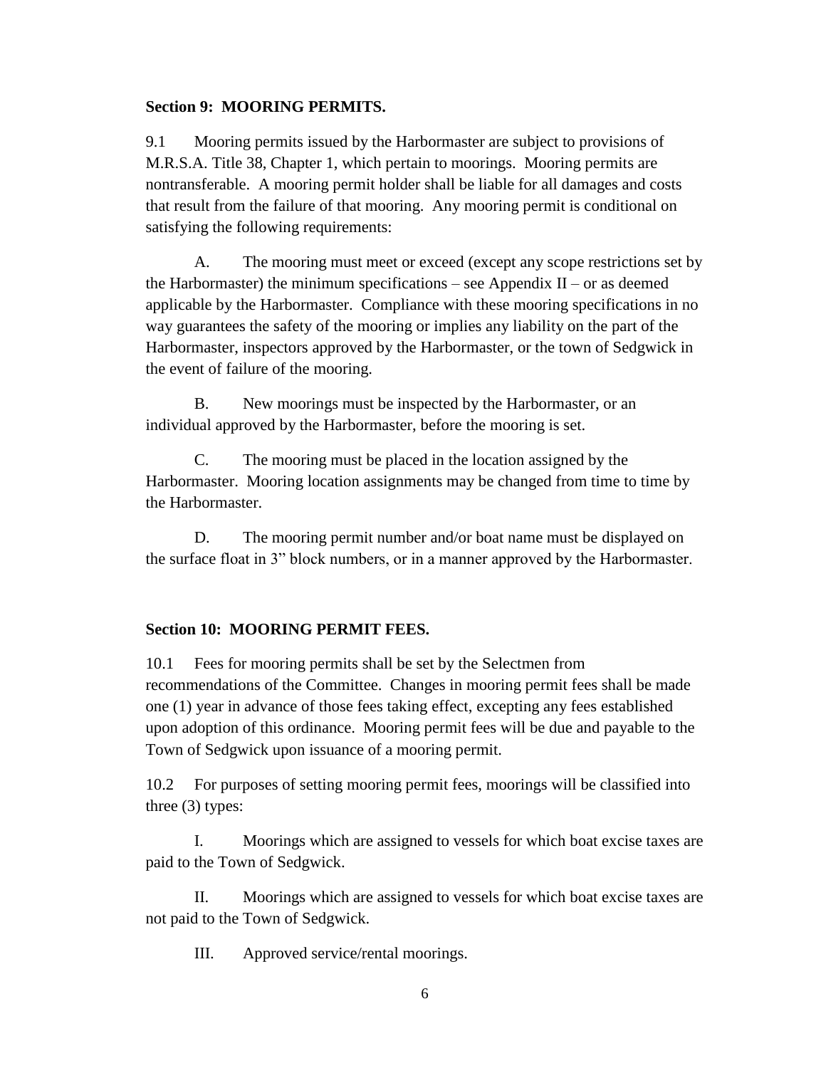**Section 9: MOORING PERMITS.**

9.1 Mooring permits issued by the Harbormaster are subject to provisions of M.R.S.A. Title 38, Chapter 1, which pertain to moorings. Mooring permits are nontransferable. A mooring permit holder shall be liable for all damages and costs that result from the failure of that mooring. Any mooring permit is conditional on satisfying the following requirements:

A. The mooring must meet or exceed (except any scope restrictions set by the Harbormaster) the minimum specifications – see Appendix II – or as deemed applicable by the Harbormaster. Compliance with these mooring specifications in no way guarantees the safety of the mooring or implies any liability on the part of the Harbormaster, inspectors approved by the Harbormaster, or the town of Sedgwick in the event of failure of the mooring.

B. New moorings must be inspected by the Harbormaster, or an individual approved by the Harbormaster, before the mooring is set.

C. The mooring must be placed in the location assigned by the Harbormaster. Mooring location assignments may be changed from time to time by the Harbormaster.

D. The mooring permit number and/or boat name must be displayed on the surface float in 3" block numbers, or in a manner approved by the Harbormaster.

**Section 10: MOORING PERMIT FEES.**

10.1 Fees for mooring permits shall be set by the Selectmen from recommendations of the Committee. Changes in mooring permit fees shall be made one (1) year in advance of those fees taking effect, excepting any fees established upon adoption of this ordinance. Mooring permit fees will be due and payable to the Town of Sedgwick upon issuance of a mooring permit.

10.2 For purposes of setting mooring permit fees, moorings will be classified into three (3) types:

I. Moorings which are assigned to vessels for which boat excise taxes are paid to the Town of Sedgwick.

II. Moorings which are assigned to vessels for which boat excise taxes are not paid to the Town of Sedgwick.

III. Approved service/rental moorings.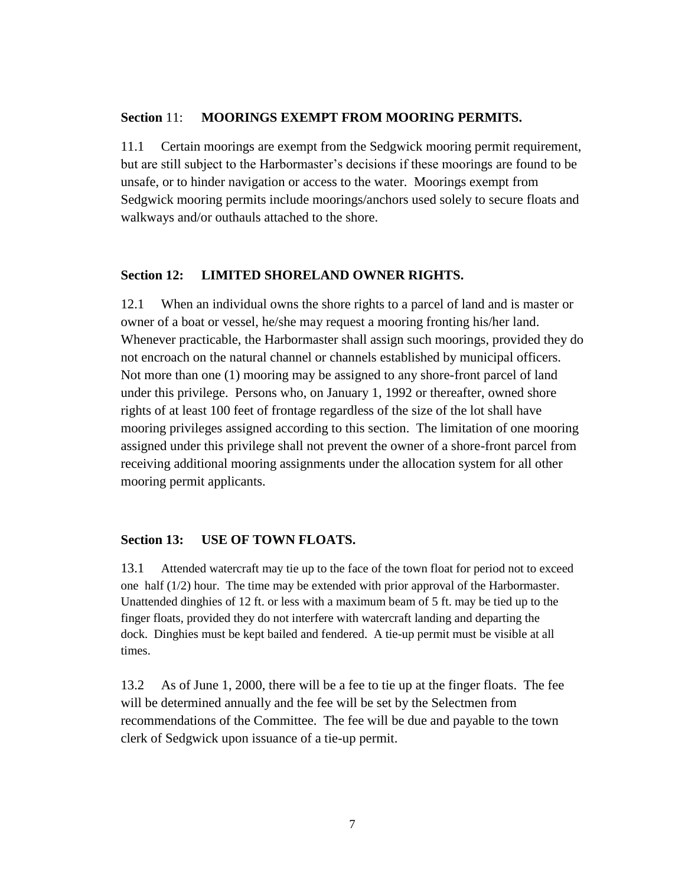**Section** 11: **MOORINGS EXEMPT FROM MOORING PERMITS.**

11.1 Certain moorings are exempt from the Sedgwick mooring permit requirement, but are still subject to the Harbormaster's decisions if these moorings are found to be unsafe, or to hinder navigation or access to the water. Moorings exempt from Sedgwick mooring permits include moorings/anchors used solely to secure floats and walkways and/or outhauls attached to the shore.

**Section 12: LIMITED SHORELAND OWNER RIGHTS.**

12.1 When an individual owns the shore rights to a parcel of land and is master or owner of a boat or vessel, he/she may request a mooring fronting his/her land. Whenever practicable, the Harbormaster shall assign such moorings, provided they do not encroach on the natural channel or channels established by municipal officers. Not more than one (1) mooring may be assigned to any shore-front parcel of land under this privilege. Persons who, on January 1, 1992 or thereafter, owned shore rights of at least 100 feet of frontage regardless of the size of the lot shall have mooring privileges assigned according to this section. The limitation of one mooring assigned under this privilege shall not prevent the owner of a shore-front parcel from receiving additional mooring assignments under the allocation system for all other mooring permit applicants.

**Section 13: USE OF TOWN FLOATS.**

13.1 Attended watercraft may tie up to the face of the town float for period not to exceed one half (1/2) hour. The time may be extended with prior approval of the Harbormaster. Unattended dinghies of 12 ft. or less with a maximum beam of 5 ft. may be tied up to the finger floats, provided they do not interfere with watercraft landing and departing the dock. Dinghies must be kept bailed and fendered. A tie-up permit must be visible at all times.

13.2 As of June 1, 2000, there will be a fee to tie up at the finger floats. The fee will be determined annually and the fee will be set by the Selectmen from recommendations of the Committee. The fee will be due and payable to the town clerk of Sedgwick upon issuance of a tie-up permit.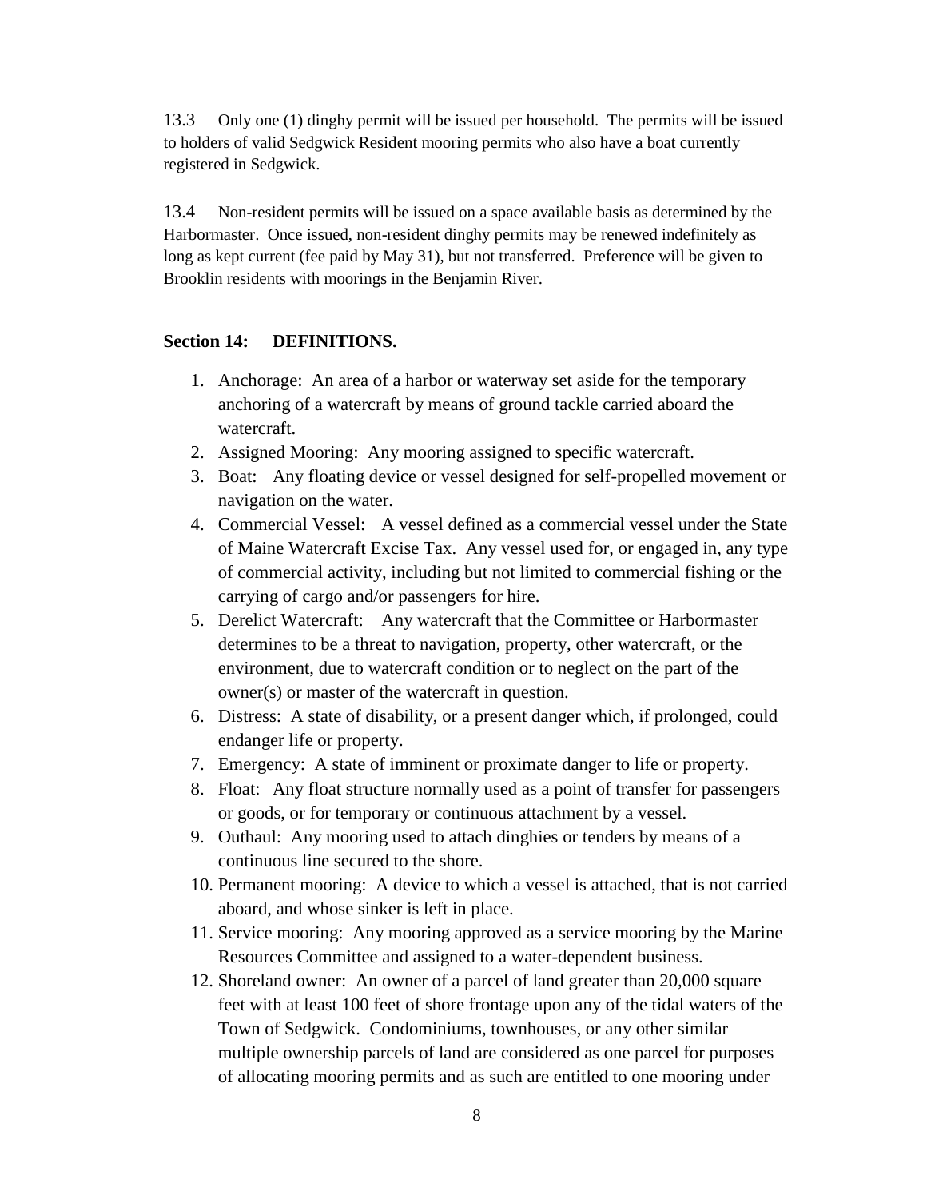13.3 Only one (1) dinghy permit will be issued per household. The permits will be issued to holders of valid Sedgwick Resident mooring permits who also have a boat currently registered in Sedgwick.

13.4 Non-resident permits will be issued on a space available basis as determined by the Harbormaster. Once issued, non-resident dinghy permits may be renewed indefinitely as long as kept current (fee paid by May 31), but not transferred. Preference will be given to Brooklin residents with moorings in the Benjamin River.

**Section 14: DEFINITIONS.**

1. Anchorage: An area of a harbor or waterway set aside for the temporary anchoring of a watercraft by means of ground tackle carried aboard the watercraft.
2. Assigned Mooring: Any mooring assigned to specific watercraft.
3. Boat: Any floating device or vessel designed for self-propelled movement or navigation on the water.
4. Commercial Vessel: A vessel defined as a commercial vessel under the State of Maine Watercraft Excise Tax. Any vessel used for, or engaged in, any type of commercial activity, including but not limited to commercial fishing or the carrying of cargo and/or passengers for hire.
5. Derelict Watercraft: Any watercraft that the Committee or Harbormaster determines to be a threat to navigation, property, other watercraft, or the environment, due to watercraft condition or to neglect on the part of the owner(s) or master of the watercraft in question.
6. Distress: A state of disability, or a present danger which, if prolonged, could endanger life or property.
7. Emergency: A state of imminent or proximate danger to life or property.
8. Float: Any float structure normally used as a point of transfer for passengers or goods, or for temporary or continuous attachment by a vessel.
9. Outhaul: Any mooring used to attach dinghies or tenders by means of a continuous line secured to the shore.
10. Permanent mooring: A device to which a vessel is attached, that is not carried aboard, and whose sinker is left in place.
11. Service mooring: Any mooring approved as a service mooring by the Marine Resources Committee and assigned to a water-dependent business.
12. Shoreland owner: An owner of a parcel of land greater than 20,000 square feet with at least 100 feet of shore frontage upon any of the tidal waters of the Town of Sedgwick. Condominiums, townhouses, or any other similar multiple ownership parcels of land are considered as one parcel for purposes of allocating mooring permits and as such are entitled to one mooring under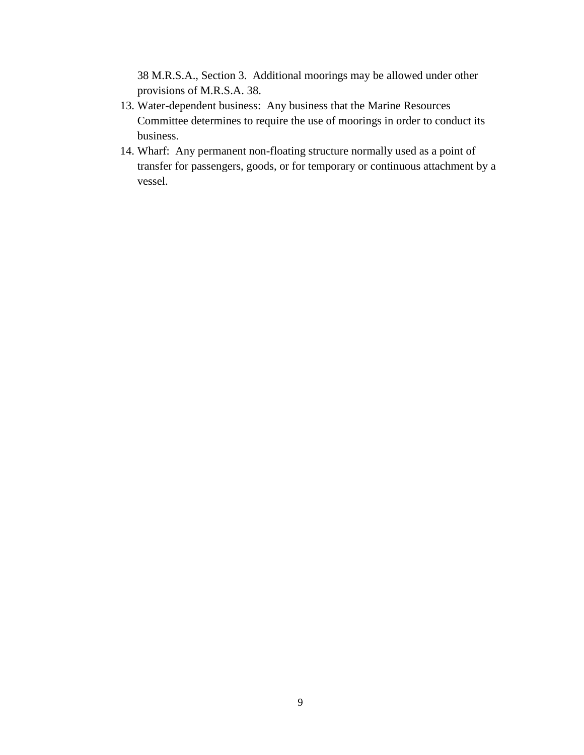38 M.R.S.A., Section 3. Additional moorings may be allowed under other provisions of M.R.S.A. 38.

13. Water-dependent business: Any business that the Marine Resources Committee determines to require the use of moorings in order to conduct its business.
14. Wharf: Any permanent non-floating structure normally used as a point of transfer for passengers, goods, or for temporary or continuous attachment by a vessel.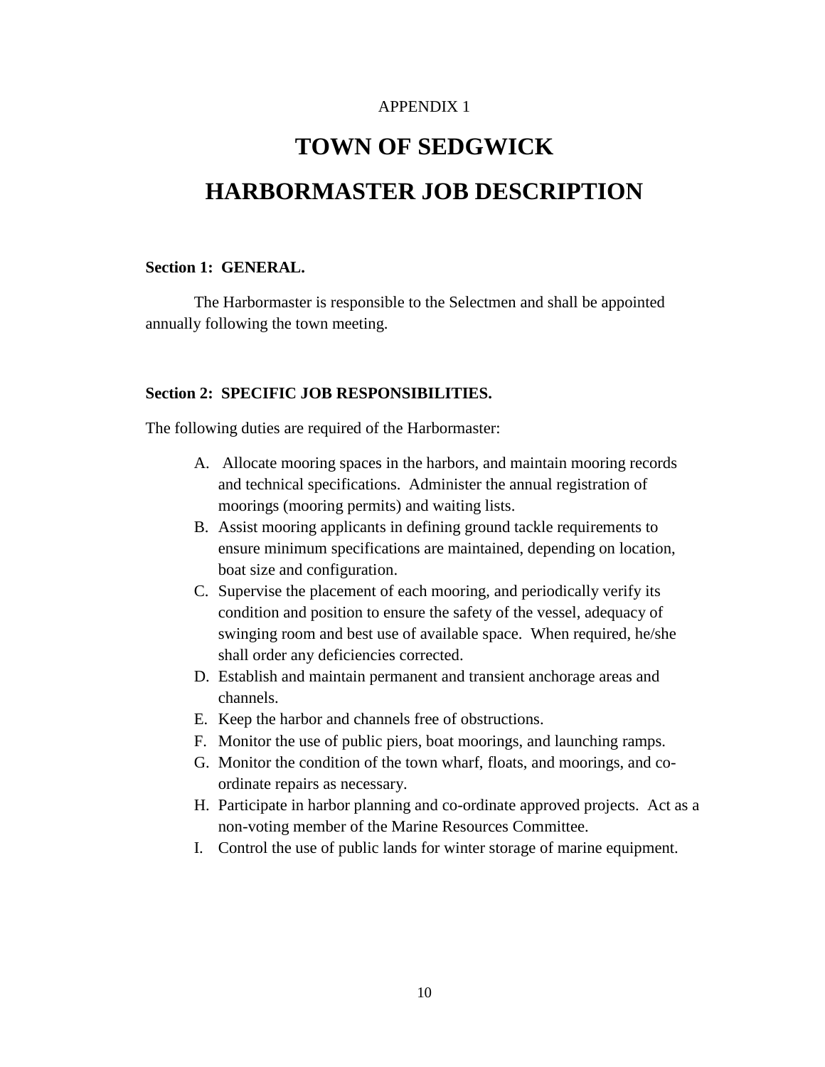APPENDIX 1

# TOWN OF SEDGWICK

# HARBORMASTER JOB DESCRIPTION

**Section 1: GENERAL.**

The Harbormaster is responsible to the Selectmen and shall be appointed annually following the town meeting.

**Section 2: SPECIFIC JOB RESPONSIBILITIES.**

The following duties are required of the Harbormaster:

A. Allocate mooring spaces in the harbors, and maintain mooring records and technical specifications. Administer the annual registration of moorings (mooring permits) and waiting lists.

B. Assist mooring applicants in defining ground tackle requirements to ensure minimum specifications are maintained, depending on location, boat size and configuration.

C. Supervise the placement of each mooring, and periodically verify its condition and position to ensure the safety of the vessel, adequacy of swinging room and best use of available space. When required, he/she shall order any deficiencies corrected.

D. Establish and maintain permanent and transient anchorage areas and channels.

E. Keep the harbor and channels free of obstructions.

F. Monitor the use of public piers, boat moorings, and launching ramps.

G. Monitor the condition of the town wharf, floats, and moorings, and co-ordinate repairs as necessary.

H. Participate in harbor planning and co-ordinate approved projects. Act as a non-voting member of the Marine Resources Committee.

I. Control the use of public lands for winter storage of marine equipment.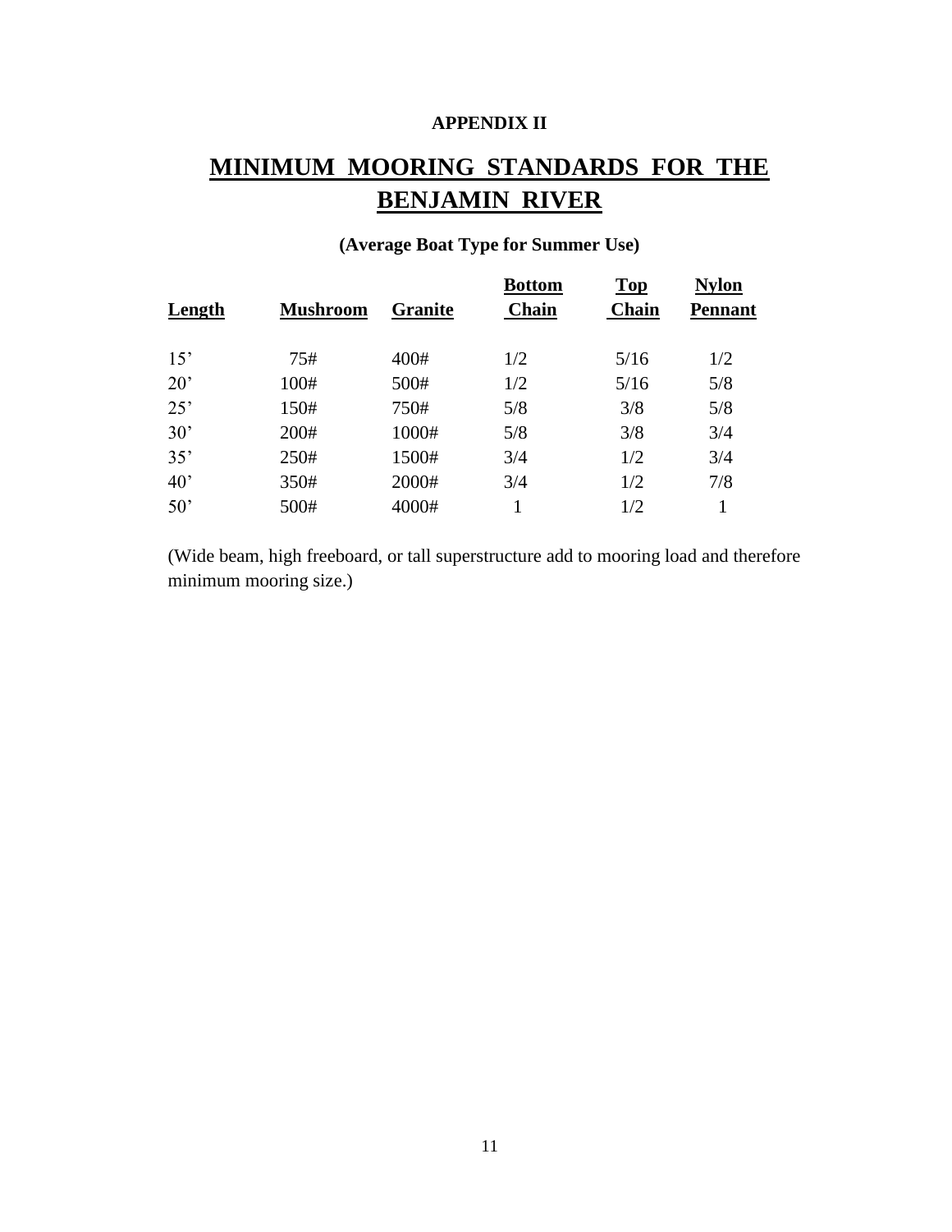**APPENDIX II**

# MINIMUM MOORING STANDARDS FOR THE BENJAMIN RIVER

**(Average Boat Type for Summer Use)**

| Length | Mushroom | Granite | Bottom Chain | Top Chain | Nylon Pennant |
|---|---|---|---|---|---|
| 15’ | 75# | 400# | 1/2 | 5/16 | 1/2 |
| 20’ | 100# | 500# | 1/2 | 5/16 | 5/8 |
| 25’ | 150# | 750# | 5/8 | 3/8 | 5/8 |
| 30’ | 200# | 1000# | 5/8 | 3/8 | 3/4 |
| 35’ | 250# | 1500# | 3/4 | 1/2 | 3/4 |
| 40’ | 350# | 2000# | 3/4 | 1/2 | 7/8 |
| 50’ | 500# | 4000# | 1 | 1/2 | 1 |

(Wide beam, high freeboard, or tall superstructure add to mooring load and therefore minimum mooring size.)